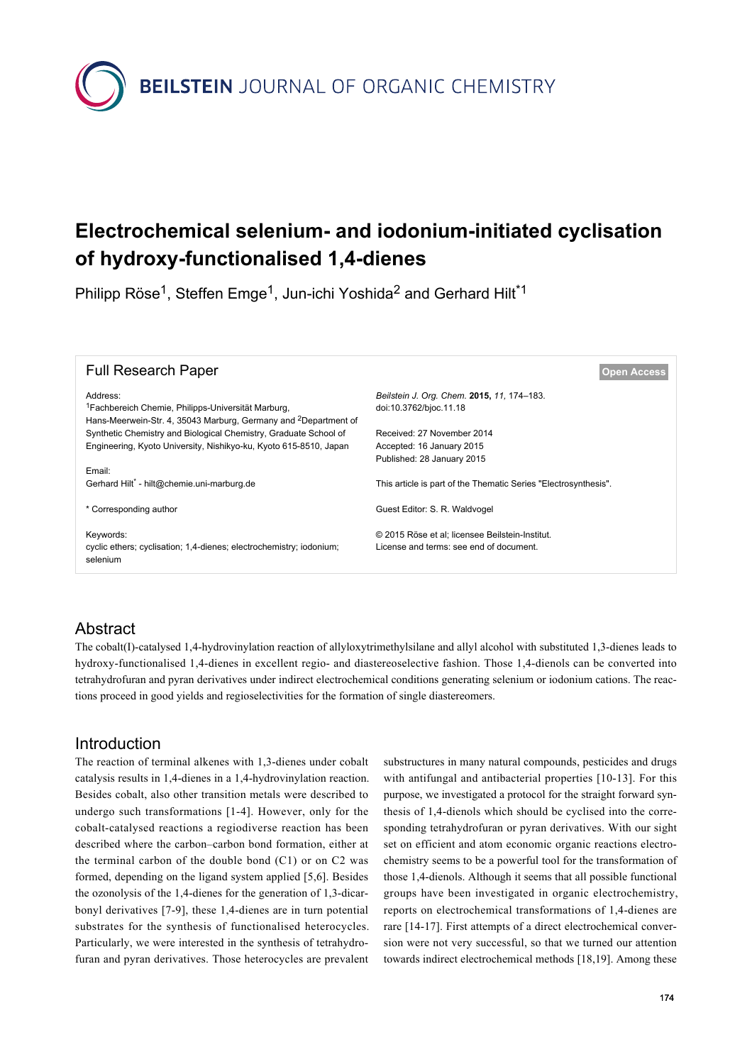# Electrochemical selenium- and iodonium-initiated cyclisation of hydroxy-functionalised 1,4-dienes

Philipp Röse[1], Steffen Emge[1], Jun-ichi Yoshida[2] and Gerhard Hilt*[1]

**Full Research Paper** | **Open Access**

Address:
[1]Fachbereich Chemie, Philipps-Universität Marburg, Hans-Meerwein-Str. 4, 35043 Marburg, Germany and [2]Department of Synthetic Chemistry and Biological Chemistry, Graduate School of Engineering, Kyoto University, Nishikyo-ku, Kyoto 615-8510, Japan

Email:
Gerhard Hilt* - hilt@chemie.uni-marburg.de

\* Corresponding author

Keywords:
cyclic ethers; cyclisation; 1,4-dienes; electrochemistry; iodonium; selenium

*Beilstein J. Org. Chem.* **2015,** *11,* 174–183.
doi:10.3762/bjoc.11.18

Received: 27 November 2014
Accepted: 16 January 2015
Published: 28 January 2015

This article is part of the Thematic Series "Electrosynthesis".

Guest Editor: S. R. Waldvogel

© 2015 Röse et al; licensee Beilstein-Institut.
License and terms: see end of document.

## Abstract

The cobalt(I)-catalysed 1,4-hydrovinylation reaction of allyloxytrimethylsilane and allyl alcohol with substituted 1,3-dienes leads to hydroxy-functionalised 1,4-dienes in excellent regio- and diastereoselective fashion. Those 1,4-dienols can be converted into tetrahydrofuran and pyran derivatives under indirect electrochemical conditions generating selenium or iodonium cations. The reactions proceed in good yields and regioselectivities for the formation of single diastereomers.

## Introduction

The reaction of terminal alkenes with 1,3-dienes under cobalt catalysis results in 1,4-dienes in a 1,4-hydrovinylation reaction. Besides cobalt, also other transition metals were described to undergo such transformations [1-4]. However, only for the cobalt-catalysed reactions a regiodiverse reaction has been described where the carbon–carbon bond formation, either at the terminal carbon of the double bond (C1) or on C2 was formed, depending on the ligand system applied [5,6]. Besides the ozonolysis of the 1,4-dienes for the generation of 1,3-dicarbonyl derivatives [7-9], these 1,4-dienes are in turn potential substrates for the synthesis of functionalised heterocycles. Particularly, we were interested in the synthesis of tetrahydrofuran and pyran derivatives. Those heterocycles are prevalent substructures in many natural compounds, pesticides and drugs with antifungal and antibacterial properties [10-13]. For this purpose, we investigated a protocol for the straight forward synthesis of 1,4-dienols which should be cyclised into the corresponding tetrahydrofuran or pyran derivatives. With our sight set on efficient and atom economic organic reactions electrochemistry seems to be a powerful tool for the transformation of those 1,4-dienols. Although it seems that all possible functional groups have been investigated in organic electrochemistry, reports on electrochemical transformations of 1,4-dienes are rare [14-17]. First attempts of a direct electrochemical conversion were not very successful, so that we turned our attention towards indirect electrochemical methods [18,19]. Among these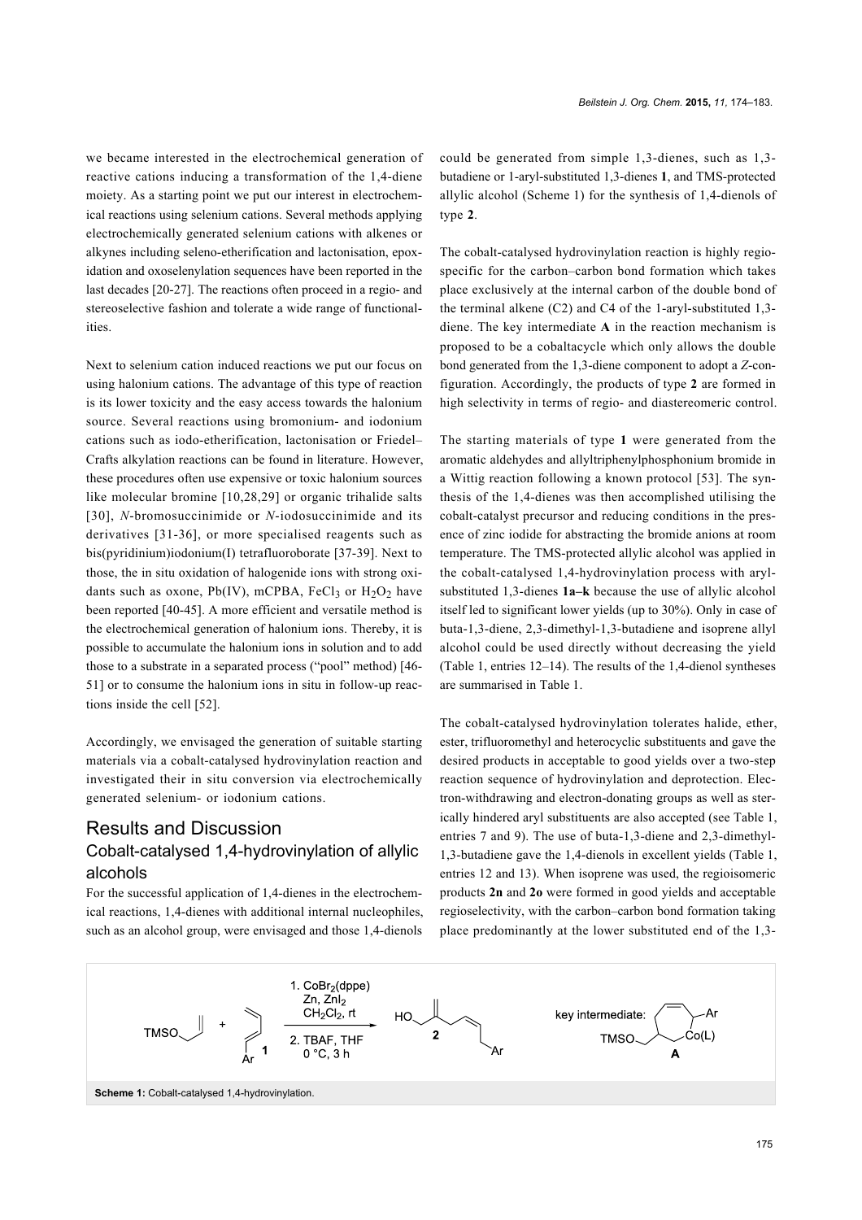we became interested in the electrochemical generation of reactive cations inducing a transformation of the 1,4-diene moiety. As a starting point we put our interest in electrochemical reactions using selenium cations. Several methods applying electrochemically generated selenium cations with alkenes or alkynes including seleno-etherification and lactonisation, epoxidation and oxoselenylation sequences have been reported in the last decades [20-27]. The reactions often proceed in a regio- and stereoselective fashion and tolerate a wide range of functionalities.

Next to selenium cation induced reactions we put our focus on using halonium cations. The advantage of this type of reaction is its lower toxicity and the easy access towards the halonium source. Several reactions using bromonium- and iodonium cations such as iodo-etherification, lactonisation or Friedel–Crafts alkylation reactions can be found in literature. However, these procedures often use expensive or toxic halonium sources like molecular bromine [10,28,29] or organic trihalide salts [30], *N*-bromosuccinimide or *N*-iodosuccinimide and its derivatives [31-36], or more specialised reagents such as bis(pyridinium)iodonium(I) tetrafluoroborate [37-39]. Next to those, the in situ oxidation of halogenide ions with strong oxidants such as oxone, Pb(IV), mCPBA, $FeCl_3$ or $H_2O_2$ have been reported [40-45]. A more efficient and versatile method is the electrochemical generation of halonium ions. Thereby, it is possible to accumulate the halonium ions in solution and to add those to a substrate in a separated process ("pool" method) [46-51] or to consume the halonium ions in situ in follow-up reactions inside the cell [52].

Accordingly, we envisaged the generation of suitable starting materials via a cobalt-catalysed hydrovinylation reaction and investigated their in situ conversion via electrochemically generated selenium- or iodonium cations.

## Results and Discussion

### Cobalt-catalysed 1,4-hydrovinylation of allylic alcohols

For the successful application of 1,4-dienes in the electrochemical reactions, 1,4-dienes with additional internal nucleophiles, such as an alcohol group, were envisaged and those 1,4-dienols could be generated from simple 1,3-dienes, such as 1,3-butadiene or 1-aryl-substituted 1,3-dienes **1**, and TMS-protected allylic alcohol (Scheme 1) for the synthesis of 1,4-dienols of type **2**.

The cobalt-catalysed hydrovinylation reaction is highly regiospecific for the carbon–carbon bond formation which takes place exclusively at the internal carbon of the double bond of the terminal alkene (C2) and C4 of the 1-aryl-substituted 1,3-diene. The key intermediate **A** in the reaction mechanism is proposed to be a cobaltacycle which only allows the double bond generated from the 1,3-diene component to adopt a *Z*-configuration. Accordingly, the products of type **2** are formed in high selectivity in terms of regio- and diastereomeric control.

The starting materials of type **1** were generated from the aromatic aldehydes and allyltriphenylphosphonium bromide in a Wittig reaction following a known protocol [53]. The synthesis of the 1,4-dienes was then accomplished utilising the cobalt-catalyst precursor and reducing conditions in the presence of zinc iodide for abstracting the bromide anions at room temperature. The TMS-protected allylic alcohol was applied in the cobalt-catalysed 1,4-hydrovinylation process with aryl-substituted 1,3-dienes **1a–k** because the use of allylic alcohol itself led to significant lower yields (up to 30%). Only in case of buta-1,3-diene, 2,3-dimethyl-1,3-butadiene and isoprene allyl alcohol could be used directly without decreasing the yield (Table 1, entries 12–14). The results of the 1,4-dienol syntheses are summarised in Table 1.

The cobalt-catalysed hydrovinylation tolerates halide, ether, ester, trifluoromethyl and heterocyclic substituents and gave the desired products in acceptable to good yields over a two-step reaction sequence of hydrovinylation and deprotection. Electron-withdrawing and electron-donating groups as well as sterically hindered aryl substituents are also accepted (see Table 1, entries 7 and 9). The use of buta-1,3-diene and 2,3-dimethyl-1,3-butadiene gave the 1,4-dienols in excellent yields (Table 1, entries 12 and 13). When isoprene was used, the regioisomeric products **2n** and **2o** were formed in good yields and acceptable regioselectivity, with the carbon–carbon bond formation taking place predominantly at the lower substituted end of the 1,3-

TMSO + **1** (Ar) → 1. $CoBr_2$(dppe), Zn, $ZnI_2$, $CH_2Cl_2$, rt; 2. TBAF, THF, 0 °C, 3 h → **2**; key intermediate: **A**

**Scheme 1:** Cobalt-catalysed 1,4-hydrovinylation.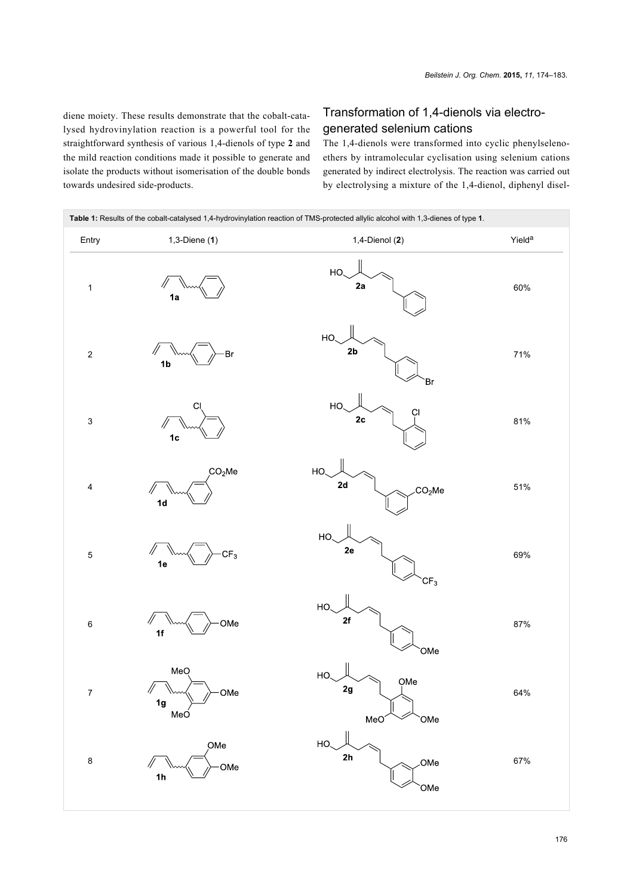diene moiety. These results demonstrate that the cobalt-catalysed hydrovinylation reaction is a powerful tool for the straightforward synthesis of various 1,4-dienols of type **2** and the mild reaction conditions made it possible to generate and isolate the products without isomerisation of the double bonds towards undesired side-products.

## Transformation of 1,4-dienols via electrogenerated selenium cations

The 1,4-dienols were transformed into cyclic phenylselenoethers by intramolecular cyclisation using selenium cations generated by indirect electrolysis. The reaction was carried out by electrolysing a mixture of the 1,4-dienol, diphenyl disel-

**Table 1:** Results of the cobalt-catalysed 1,4-hydrovinylation reaction of TMS-protected allylic alcohol with 1,3-dienes of type **1**.

| Entry | 1,3-Diene (**1**) | 1,4-Dienol (**2**) | Yield[a] |
| --- | --- | --- | --- |
| 1 | **1a** | **2a** | 60% |
| 2 | **1b** (Br) | **2b** (Br) | 71% |
| 3 | **1c** (Cl) | **2c** (Cl) | 81% |
| 4 | **1d** ($CO_2Me$) | **2d** ($CO_2Me$) | 51% |
| 5 | **1e** ($CF_3$) | **2e** ($CF_3$) | 69% |
| 6 | **1f** (OMe) | **2f** (OMe) | 87% |
| 7 | **1g** (MeO, OMe, MeO) | **2g** (OMe, MeO, OMe) | 64% |
| 8 | **1h** (OMe, OMe) | **2h** (OMe, OMe) | 67% |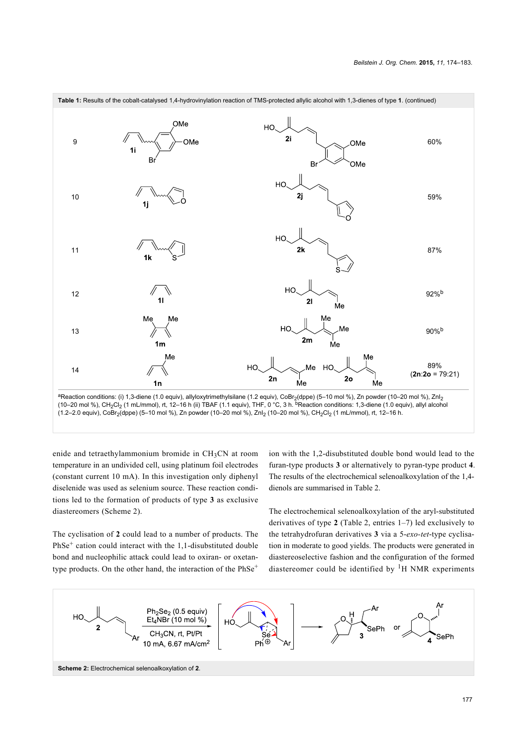**Table 1:** Results of the cobalt-catalysed 1,4-hydrovinylation reaction of TMS-protected allylic alcohol with 1,3-dienes of type **1**. (continued)

| Entry | 1,3-Diene | Product | Yield |
|---|---|---|---|
| 9 | **1i** | **2i** | 60% |
| 10 | **1j** | **2j** | 59% |
| 11 | **1k** | **2k** | 87% |
| 12 | **1l** | **2l** | 92%[b] |
| 13 | **1m** | **2m** | 90%[b] |
| 14 | **1n** | **2n**, **2o** | 89% (**2n**:**2o** = 79:21) |

[a]Reaction conditions: (i) 1,3-diene (1.0 equiv), allyloxytrimethylsilane (1.2 equiv), $CoBr_2$(dppe) (5–10 mol %), Zn powder (10–20 mol %), $ZnI_2$ (10–20 mol %), $CH_2Cl_2$ (1 mL/mmol), rt, 12–16 h (ii) TBAF (1.1 equiv), THF, 0 °C, 3 h. [b]Reaction conditions: 1,3-diene (1.0 equiv), allyl alcohol (1.2–2.0 equiv), $CoBr_2$(dppe) (5–10 mol %), Zn powder (10–20 mol %), $ZnI_2$ (10–20 mol %), $CH_2Cl_2$ (1 mL/mmol), rt, 12–16 h.

enide and tetraethylammonium bromide in $CH_3CN$ at room temperature in an undivided cell, using platinum foil electrodes (constant current 10 mA). In this investigation only diphenyl diselenide was used as selenium source. These reaction conditions led to the formation of products of type **3** as exclusive diastereomers (Scheme 2).

The cyclisation of **2** could lead to a number of products. The $PhSe^+$ cation could interact with the 1,1-disubstituted double bond and nucleophilic attack could lead to oxiran- or oxetan-type products. On the other hand, the interaction of the $PhSe^+$ ion with the 1,2-disubstituted double bond would lead to the furan-type products **3** or alternatively to pyran-type product **4**. The results of the electrochemical selenoalkoxylation of the 1,4-dienols are summarised in Table 2.

The electrochemical selenoalkoxylation of the aryl-substituted derivatives of type **2** (Table 2, entries 1–7) led exclusively to the tetrahydrofuran derivatives **3** via a 5-*exo*-*tet*-type cyclisation in moderate to good yields. The products were generated in diastereoselective fashion and the configuration of the formed diastereomer could be identified by $^1$H NMR experiments

**2** → $Ph_2Se_2$ (0.5 equiv), $Et_4NBr$ (10 mol %), $CH_3CN$, rt, Pt/Pt, 10 mA, 6.67 mA/cm$^2$ → **3** or **4**

**Scheme 2:** Electrochemical selenoalkoxylation of **2**.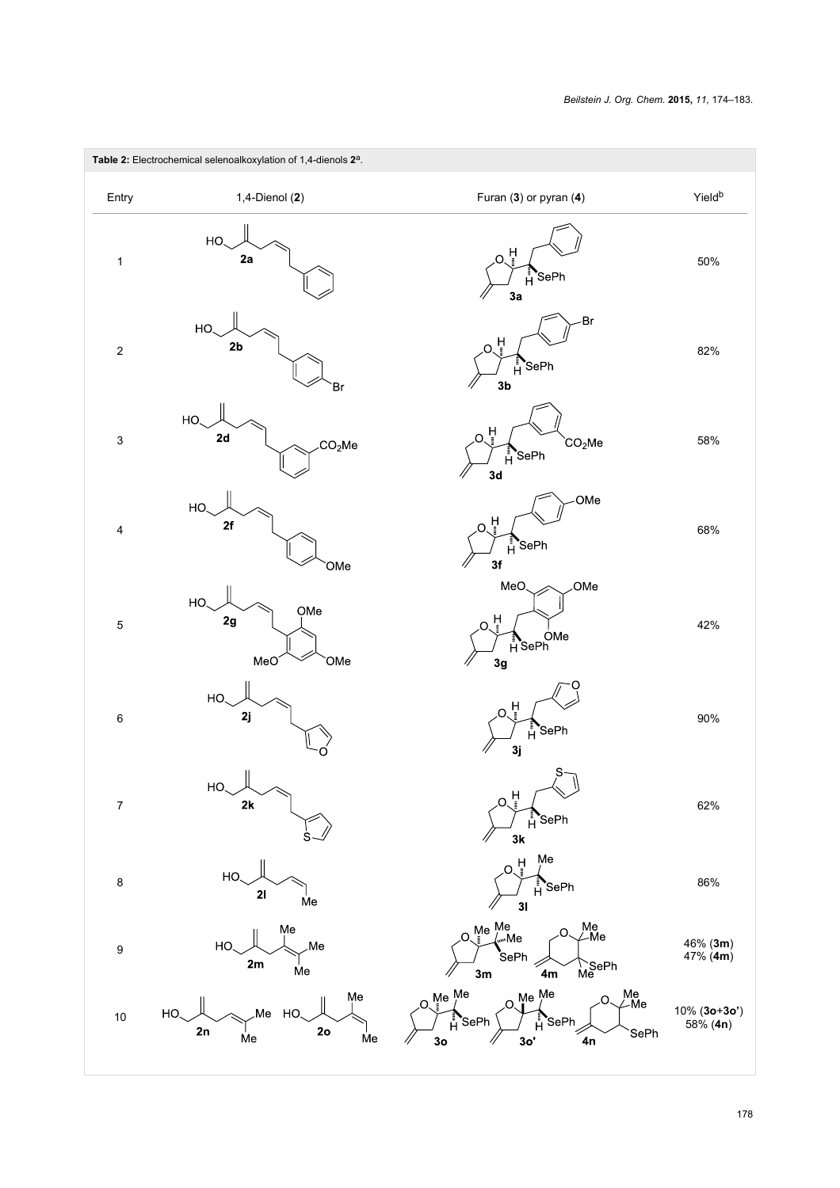**Table 2:** Electrochemical selenoalkoxylation of 1,4-dienols **2**[a].

| Entry | 1,4-Dienol (**2**) | Furan (**3**) or pyran (**4**) | Yield[b] |
|---|---|---|---|
| 1 | **2a** | **3a** | 50% |
| 2 | **2b** | **3b** | 82% |
| 3 | **2d** | **3d** | 58% |
| 4 | **2f** | **3f** | 68% |
| 5 | **2g** | **3g** | 42% |
| 6 | **2j** | **3j** | 90% |
| 7 | **2k** | **3k** | 62% |
| 8 | **2l** | **3l** | 86% |
| 9 | **2m** | **3m**, **4m** | 46% (**3m**)<br>47% (**4m**) |
| 10 | **2n**, **2o** | **3o**, **3o'**, **4n** | 10% (**3o**+**3o'**)<br>58% (**4n**) |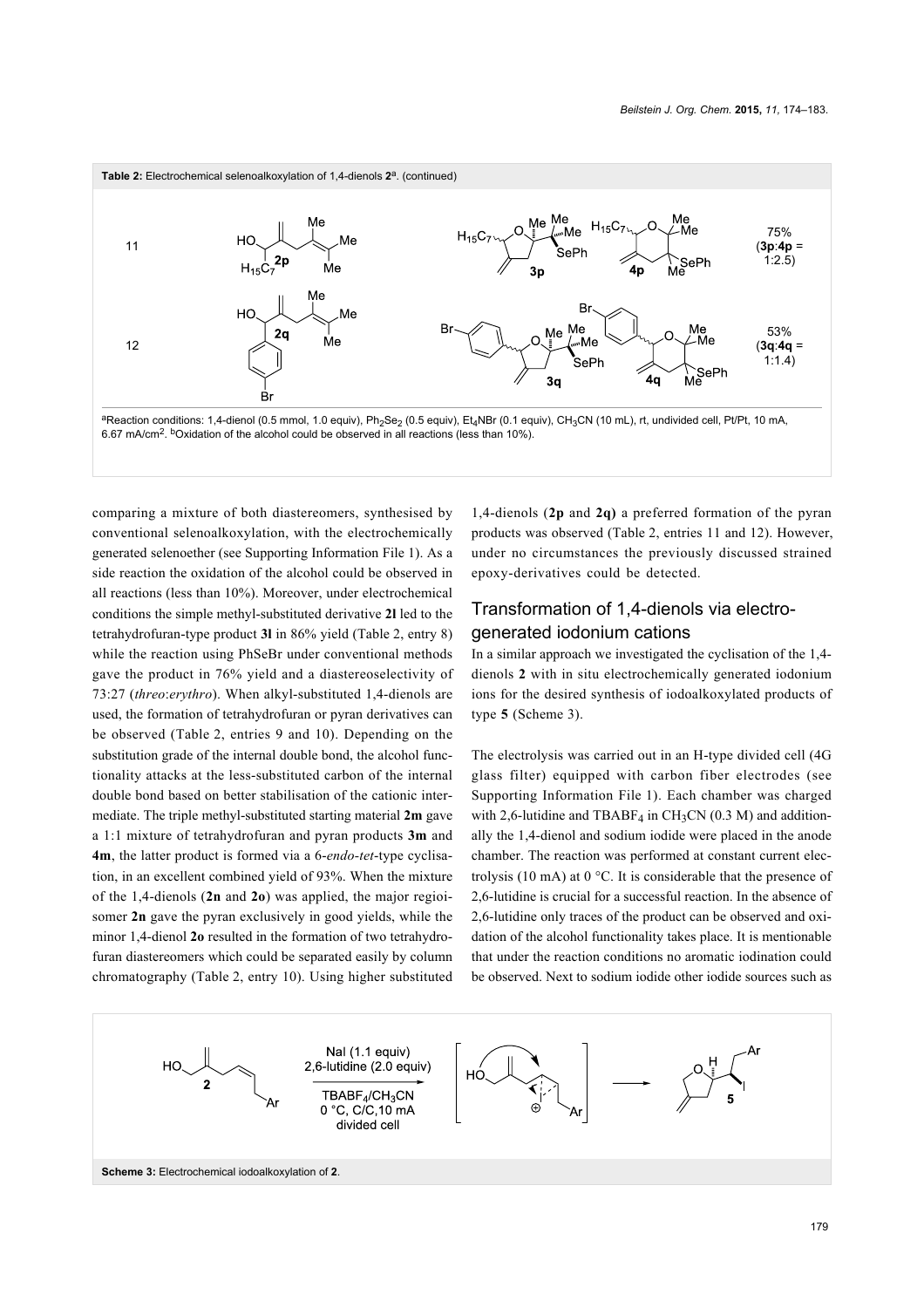**Table 2:** Electrochemical selenoalkoxylation of 1,4-dienols **2**[a]. (continued)

| entry | 1,4-dienol | product | yield |
|---|---|---|---|
| 11 | **2p** | **3p**, **4p** | 75% (**3p**:**4p** = 1:2.5) |
| 12 | **2q** | **3q**, **4q** | 53% (**3q**:**4q** = 1:1.4) |

[a]Reaction conditions: 1,4-dienol (0.5 mmol, 1.0 equiv), $Ph_2Se_2$ (0.5 equiv), $Et_4NBr$ (0.1 equiv), $CH_3CN$ (10 mL), rt, undivided cell, Pt/Pt, 10 mA, 6.67 mA/cm$^2$. [b]Oxidation of the alcohol could be observed in all reactions (less than 10%).

comparing a mixture of both diastereomers, synthesised by conventional selenoalkoxylation, with the electrochemically generated selenoether (see Supporting Information File 1). As a side reaction the oxidation of the alcohol could be observed in all reactions (less than 10%). Moreover, under electrochemical conditions the simple methyl-substituted derivative **2l** led to the tetrahydrofuran-type product **3l** in 86% yield (Table 2, entry 8) while the reaction using PhSeBr under conventional methods gave the product in 76% yield and a diastereoselectivity of 73:27 (*threo*:*erythro*). When alkyl-substituted 1,4-dienols are used, the formation of tetrahydrofuran or pyran derivatives can be observed (Table 2, entries 9 and 10). Depending on the substitution grade of the internal double bond, the alcohol functionality attacks at the less-substituted carbon of the internal double bond based on better stabilisation of the cationic intermediate. The triple methyl-substituted starting material **2m** gave a 1:1 mixture of tetrahydrofuran and pyran products **3m** and **4m**, the latter product is formed via a 6-*endo*-*tet*-type cyclisation, in an excellent combined yield of 93%. When the mixture of the 1,4-dienols (**2n** and **2o**) was applied, the major regioisomer **2n** gave the pyran exclusively in good yields, while the minor 1,4-dienol **2o** resulted in the formation of two tetrahydrofuran diastereomers which could be separated easily by column chromatography (Table 2, entry 10). Using higher substituted 1,4-dienols (**2p** and **2q)** a preferred formation of the pyran products was observed (Table 2, entries 11 and 12). However, under no circumstances the previously discussed strained epoxy-derivatives could be detected.

## Transformation of 1,4-dienols via electrogenerated iodonium cations

In a similar approach we investigated the cyclisation of the 1,4-dienols **2** with in situ electrochemically generated iodonium ions for the desired synthesis of iodoalkoxylated products of type **5** (Scheme 3).

The electrolysis was carried out in an H-type divided cell (4G glass filter) equipped with carbon fiber electrodes (see Supporting Information File 1). Each chamber was charged with 2,6-lutidine and $TBABF_4$ in $CH_3CN$ (0.3 M) and additionally the 1,4-dienol and sodium iodide were placed in the anode chamber. The reaction was performed at constant current electrolysis (10 mA) at 0 °C. It is considerable that the presence of 2,6-lutidine is crucial for a successful reaction. In the absence of 2,6-lutidine only traces of the product can be observed and oxidation of the alcohol functionality takes place. It is mentionable that under the reaction conditions no aromatic iodination could be observed. Next to sodium iodide other iodide sources such as

NaI (1.1 equiv), 2,6-lutidine (2.0 equiv), $TBABF_4$/$CH_3CN$, 0 °C, C/C, 10 mA, divided cell

**Scheme 3:** Electrochemical iodoalkoxylation of **2**.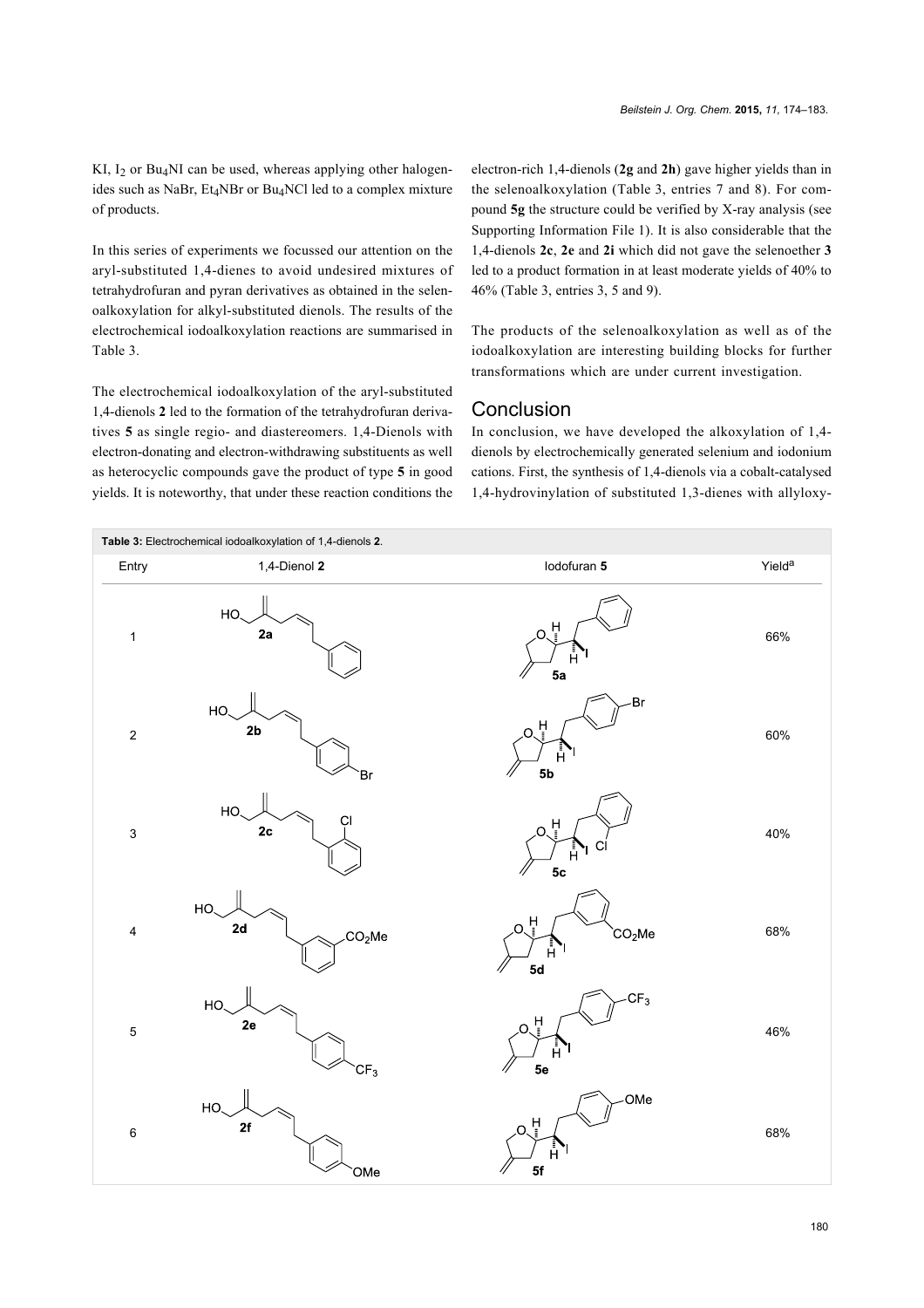KI, $I_2$ or $Bu_4NI$ can be used, whereas applying other halogenides such as NaBr, $Et_4NBr$ or $Bu_4NCl$ led to a complex mixture of products.

In this series of experiments we focussed our attention on the aryl-substituted 1,4-dienes to avoid undesired mixtures of tetrahydrofuran and pyran derivatives as obtained in the selenoalkoxylation for alkyl-substituted dienols. The results of the electrochemical iodoalkoxylation reactions are summarised in Table 3.

The electrochemical iodoalkoxylation of the aryl-substituted 1,4-dienols **2** led to the formation of the tetrahydrofuran derivatives **5** as single regio- and diastereomers. 1,4-Dienols with electron-donating and electron-withdrawing substituents as well as heterocyclic compounds gave the product of type **5** in good yields. It is noteworthy, that under these reaction conditions the electron-rich 1,4-dienols (**2g** and **2h**) gave higher yields than in the selenoalkoxylation (Table 3, entries 7 and 8). For compound **5g** the structure could be verified by X-ray analysis (see Supporting Information File 1). It is also considerable that the 1,4-dienols **2c**, **2e** and **2i** which did not gave the selenoether **3** led to a product formation in at least moderate yields of 40% to 46% (Table 3, entries 3, 5 and 9).

The products of the selenoalkoxylation as well as of the iodoalkoxylation are interesting building blocks for further transformations which are under current investigation.

## Conclusion

In conclusion, we have developed the alkoxylation of 1,4-dienols by electrochemically generated selenium and iodonium cations. First, the synthesis of 1,4-dienols via a cobalt-catalysed 1,4-hydrovinylation of substituted 1,3-dienes with allyloxy-

**Table 3:** Electrochemical iodoalkoxylation of 1,4-dienols **2**.

| Entry | 1,4-Dienol 2 | Iodofuran 5 | Yield[a] |
|---|---|---|---|
| 1 | 2a | 5a | 66% |
| 2 | 2b | 5b | 60% |
| 3 | 2c | 5c | 40% |
| 4 | 2d | 5d | 68% |
| 5 | 2e | 5e | 46% |
| 6 | 2f | 5f | 68% |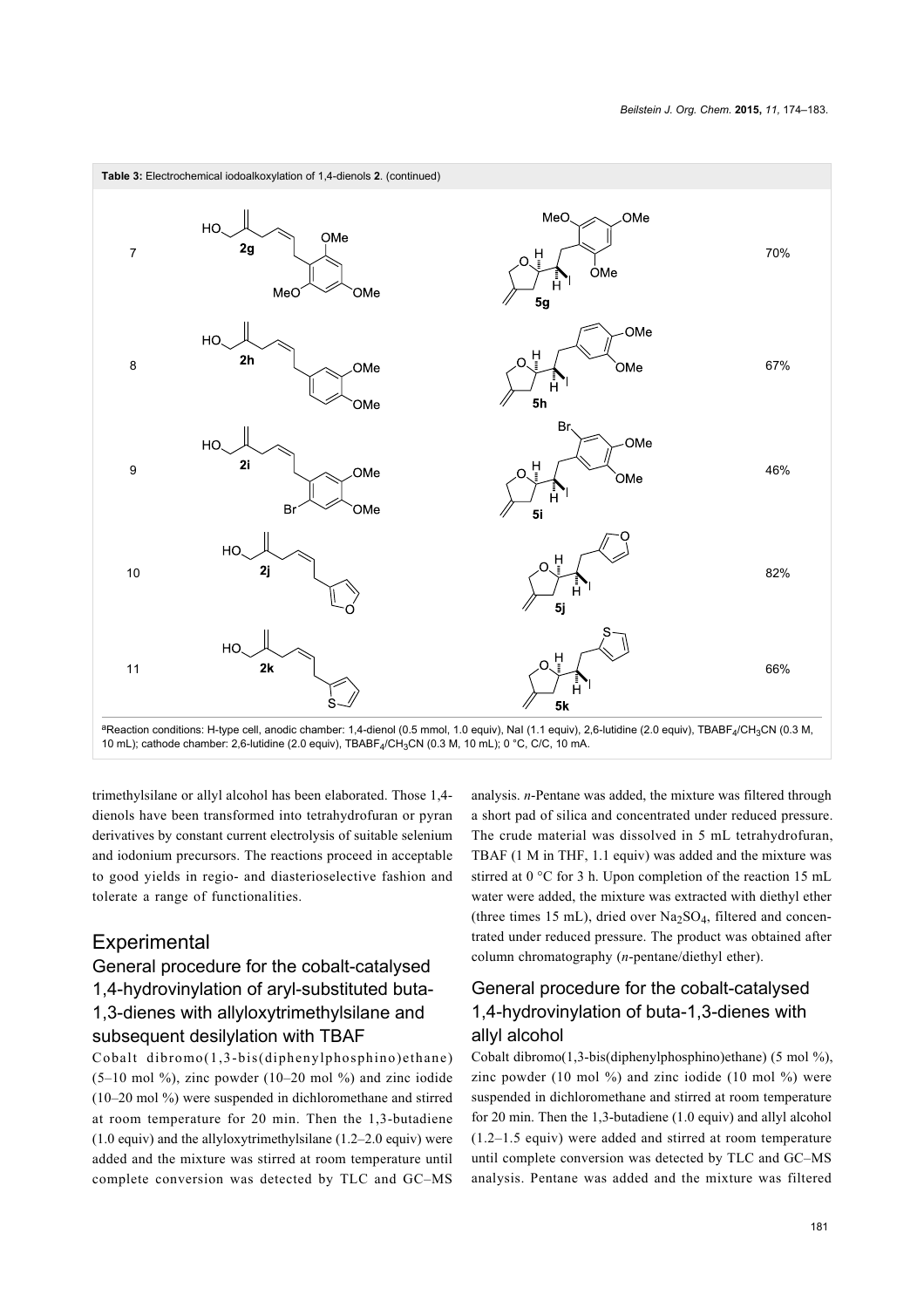**Table 3:** Electrochemical iodoalkoxylation of 1,4-dienols **2**. (continued)

| Entry | 1,4-Dienol | Product | Yield |
|---|---|---|---|
| 7 | **2g** | **5g** | 70% |
| 8 | **2h** | **5h** | 67% |
| 9 | **2i** | **5i** | 46% |
| 10 | **2j** | **5j** | 82% |
| 11 | **2k** | **5k** | 66% |

[a]Reaction conditions: H-type cell, anodic chamber: 1,4-dienol (0.5 mmol, 1.0 equiv), NaI (1.1 equiv), 2,6-lutidine (2.0 equiv), $TBABF_4/CH_3CN$ (0.3 M, 10 mL); cathode chamber: 2,6-lutidine (2.0 equiv), $TBABF_4/CH_3CN$ (0.3 M, 10 mL); 0 °C, C/C, 10 mA.

trimethylsilane or allyl alcohol has been elaborated. Those 1,4-dienols have been transformed into tetrahydrofuran or pyran derivatives by constant current electrolysis of suitable selenium and iodonium precursors. The reactions proceed in acceptable to good yields in regio- and diasterioselective fashion and tolerate a range of functionalities.

## Experimental

### General procedure for the cobalt-catalysed 1,4-hydrovinylation of aryl-substituted buta-1,3-dienes with allyloxytrimethylsilane and subsequent desilylation with TBAF

Cobalt dibromo(1,3-bis(diphenylphosphino)ethane) (5–10 mol %), zinc powder (10–20 mol %) and zinc iodide (10–20 mol %) were suspended in dichloromethane and stirred at room temperature for 20 min. Then the 1,3-butadiene (1.0 equiv) and the allyloxytrimethylsilane (1.2–2.0 equiv) were added and the mixture was stirred at room temperature until complete conversion was detected by TLC and GC–MS analysis. *n*-Pentane was added, the mixture was filtered through a short pad of silica and concentrated under reduced pressure. The crude material was dissolved in 5 mL tetrahydrofuran, TBAF (1 M in THF, 1.1 equiv) was added and the mixture was stirred at 0 °C for 3 h. Upon completion of the reaction 15 mL water were added, the mixture was extracted with diethyl ether (three times 15 mL), dried over $Na_2SO_4$, filtered and concentrated under reduced pressure. The product was obtained after column chromatography (*n*-pentane/diethyl ether).

### General procedure for the cobalt-catalysed 1,4-hydrovinylation of buta-1,3-dienes with allyl alcohol

Cobalt dibromo(1,3-bis(diphenylphosphino)ethane) (5 mol %), zinc powder (10 mol %) and zinc iodide (10 mol %) were suspended in dichloromethane and stirred at room temperature for 20 min. Then the 1,3-butadiene (1.0 equiv) and allyl alcohol (1.2–1.5 equiv) were added and stirred at room temperature until complete conversion was detected by TLC and GC–MS analysis. Pentane was added and the mixture was filtered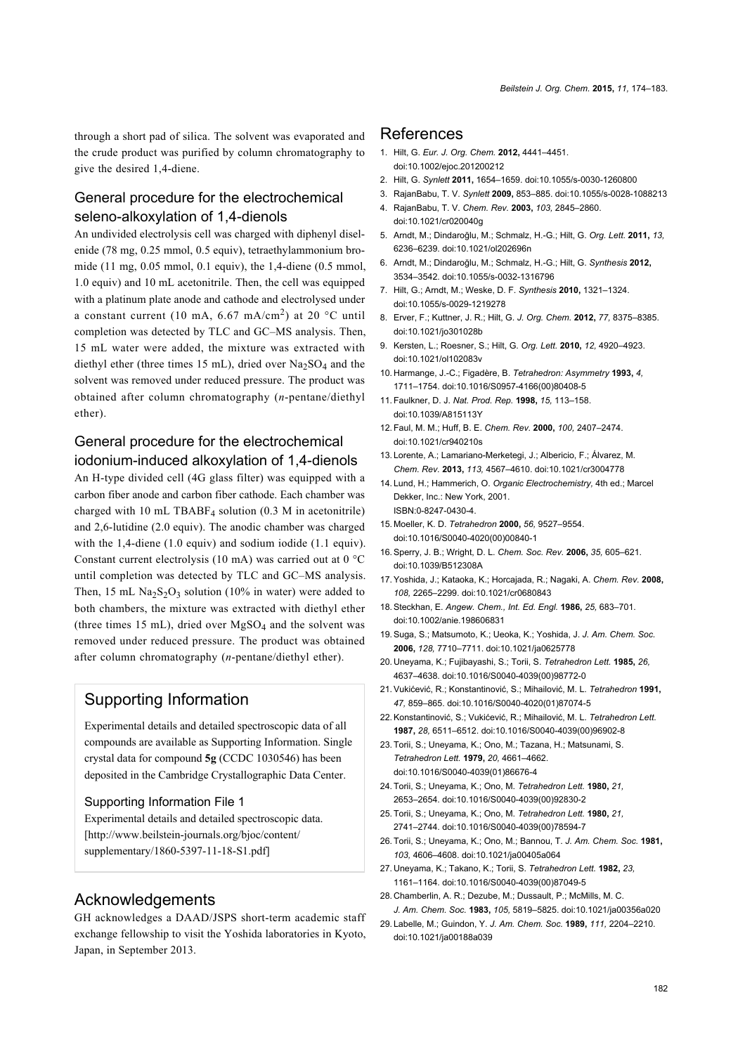through a short pad of silica. The solvent was evaporated and the crude product was purified by column chromatography to give the desired 1,4-diene.

## General procedure for the electrochemical seleno-alkoxylation of 1,4-dienols

An undivided electrolysis cell was charged with diphenyl diselenide (78 mg, 0.25 mmol, 0.5 equiv), tetraethylammonium bromide (11 mg, 0.05 mmol, 0.1 equiv), the 1,4-diene (0.5 mmol, 1.0 equiv) and 10 mL acetonitrile. Then, the cell was equipped with a platinum plate anode and cathode and electrolysed under a constant current (10 mA, 6.67 mA/cm$^2$) at 20 °C until completion was detected by TLC and GC–MS analysis. Then, 15 mL water were added, the mixture was extracted with diethyl ether (three times 15 mL), dried over $Na_2SO_4$ and the solvent was removed under reduced pressure. The product was obtained after column chromatography (*n*-pentane/diethyl ether).

## General procedure for the electrochemical iodonium-induced alkoxylation of 1,4-dienols

An H-type divided cell (4G glass filter) was equipped with a carbon fiber anode and carbon fiber cathode. Each chamber was charged with 10 mL $TBABF_4$ solution (0.3 M in acetonitrile) and 2,6-lutidine (2.0 equiv). The anodic chamber was charged with the 1,4-diene (1.0 equiv) and sodium iodide (1.1 equiv). Constant current electrolysis (10 mA) was carried out at 0 °C until completion was detected by TLC and GC–MS analysis. Then, 15 mL $Na_2S_2O_3$ solution (10% in water) were added to both chambers, the mixture was extracted with diethyl ether (three times 15 mL), dried over $MgSO_4$ and the solvent was removed under reduced pressure. The product was obtained after column chromatography (*n*-pentane/diethyl ether).

## Supporting Information

Experimental details and detailed spectroscopic data of all compounds are available as Supporting Information. Single crystal data for compound **5g** (CCDC 1030546) has been deposited in the Cambridge Crystallographic Data Center.

### Supporting Information File 1

Experimental details and detailed spectroscopic data.
[http://www.beilstein-journals.org/bjoc/content/supplementary/1860-5397-11-18-S1.pdf]

## Acknowledgements

GH acknowledges a DAAD/JSPS short-term academic staff exchange fellowship to visit the Yoshida laboratories in Kyoto, Japan, in September 2013.

## References

1. Hilt, G. *Eur. J. Org. Chem.* **2012,** 4441–4451. doi:10.1002/ejoc.201200212
2. Hilt, G. *Synlett* **2011,** 1654–1659. doi:10.1055/s-0030-1260800
3. RajanBabu, T. V. *Synlett* **2009,** 853–885. doi:10.1055/s-0028-1088213
4. RajanBabu, T. V. *Chem. Rev.* **2003,** *103,* 2845–2860. doi:10.1021/cr020040g
5. Arndt, M.; Dindaroğlu, M.; Schmalz, H.-G.; Hilt, G. *Org. Lett.* **2011,** *13,* 6236–6239. doi:10.1021/ol202696n
6. Arndt, M.; Dindaroğlu, M.; Schmalz, H.-G.; Hilt, G. *Synthesis* **2012,** 3534–3542. doi:10.1055/s-0032-1316796
7. Hilt, G.; Arndt, M.; Weske, D. F. *Synthesis* **2010,** 1321–1324. doi:10.1055/s-0029-1219278
8. Erver, F.; Kuttner, J. R.; Hilt, G. *J. Org. Chem.* **2012,** *77,* 8375–8385. doi:10.1021/jo301028b
9. Kersten, L.; Roesner, S.; Hilt, G. *Org. Lett.* **2010,** *12,* 4920–4923. doi:10.1021/ol102083v
10. Harmange, J.-C.; Figadère, B. *Tetrahedron: Asymmetry* **1993,** *4,* 1711–1754. doi:10.1016/S0957-4166(00)80408-5
11. Faulkner, D. J. *Nat. Prod. Rep.* **1998,** *15,* 113–158. doi:10.1039/A815113Y
12. Faul, M. M.; Huff, B. E. *Chem. Rev.* **2000,** *100,* 2407–2474. doi:10.1021/cr940210s
13. Lorente, A.; Lamariano-Merketegi, J.; Albericio, F.; Álvarez, M. *Chem. Rev.* **2013,** *113,* 4567–4610. doi:10.1021/cr3004778
14. Lund, H.; Hammerich, O. *Organic Electrochemistry,* 4th ed.; Marcel Dekker, Inc.: New York, 2001. ISBN:0-8247-0430-4.
15. Moeller, K. D. *Tetrahedron* **2000,** *56,* 9527–9554. doi:10.1016/S0040-4020(00)00840-1
16. Sperry, J. B.; Wright, D. L. *Chem. Soc. Rev.* **2006,** *35,* 605–621. doi:10.1039/B512308A
17. Yoshida, J.; Kataoka, K.; Horcajada, R.; Nagaki, A. *Chem. Rev.* **2008,** *108,* 2265–2299. doi:10.1021/cr0680843
18. Steckhan, E. *Angew. Chem., Int. Ed. Engl.* **1986,** *25,* 683–701. doi:10.1002/anie.198606831
19. Suga, S.; Matsumoto, K.; Ueoka, K.; Yoshida, J. *J. Am. Chem. Soc.* **2006,** *128,* 7710–7711. doi:10.1021/ja0625778
20. Uneyama, K.; Fujibayashi, S.; Torii, S. *Tetrahedron Lett.* **1985,** *26,* 4637–4638. doi:10.1016/S0040-4039(00)98772-0
21. Vukićević, R.; Konstantinović, S.; Mihailović, M. L. *Tetrahedron* **1991,** *47,* 859–865. doi:10.1016/S0040-4020(01)87074-5
22. Konstantinović, S.; Vukićević, R.; Mihailović, M. L. *Tetrahedron Lett.* **1987,** *28,* 6511–6512. doi:10.1016/S0040-4039(00)96902-8
23. Torii, S.; Uneyama, K.; Ono, M.; Tazana, H.; Matsunami, S. *Tetrahedron Lett.* **1979,** *20,* 4661–4662. doi:10.1016/S0040-4039(01)86676-4
24. Torii, S.; Uneyama, K.; Ono, M. *Tetrahedron Lett.* **1980,** *21,* 2653–2654. doi:10.1016/S0040-4039(00)92830-2
25. Torii, S.; Uneyama, K.; Ono, M. *Tetrahedron Lett.* **1980,** *21,* 2741–2744. doi:10.1016/S0040-4039(00)78594-7
26. Torii, S.; Uneyama, K.; Ono, M.; Bannou, T. *J. Am. Chem. Soc.* **1981,** *103,* 4606–4608. doi:10.1021/ja00405a064
27. Uneyama, K.; Takano, K.; Torii, S. *Tetrahedron Lett.* **1982,** *23,* 1161–1164. doi:10.1016/S0040-4039(00)87049-5
28. Chamberlin, A. R.; Dezube, M.; Dussault, P.; McMills, M. C. *J. Am. Chem. Soc.* **1983,** *105,* 5819–5825. doi:10.1021/ja00356a020
29. Labelle, M.; Guindon, Y. *J. Am. Chem. Soc.* **1989,** *111,* 2204–2210. doi:10.1021/ja00188a039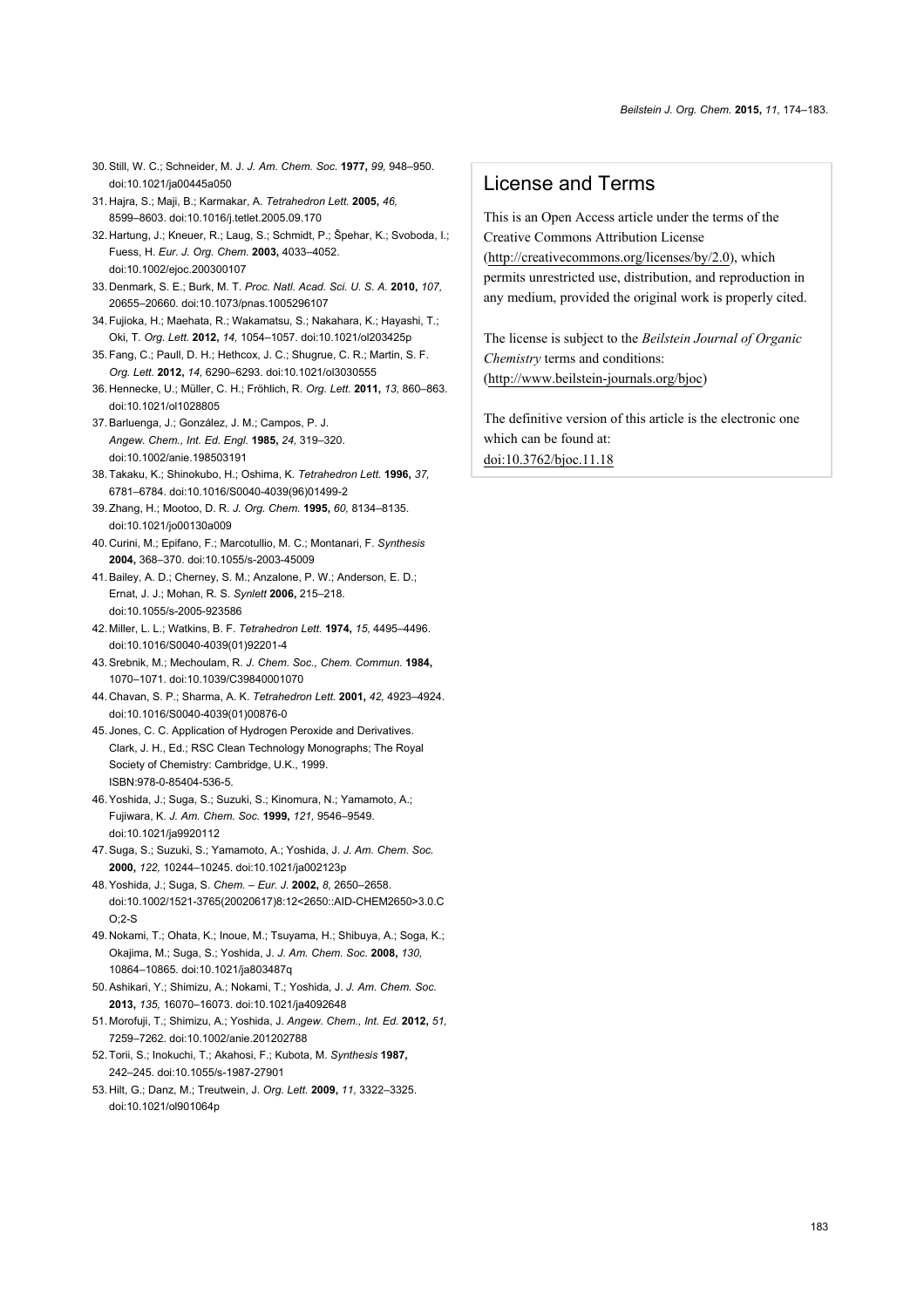30. Still, W. C.; Schneider, M. J. *J. Am. Chem. Soc.* **1977,** *99,* 948–950. doi:10.1021/ja00445a050
31. Hajra, S.; Maji, B.; Karmakar, A. *Tetrahedron Lett.* **2005,** *46,* 8599–8603. doi:10.1016/j.tetlet.2005.09.170
32. Hartung, J.; Kneuer, R.; Laug, S.; Schmidt, P.; Špehar, K.; Svoboda, I.; Fuess, H. *Eur. J. Org. Chem.* **2003,** 4033–4052. doi:10.1002/ejoc.200300107
33. Denmark, S. E.; Burk, M. T. *Proc. Natl. Acad. Sci. U. S. A.* **2010,** *107,* 20655–20660. doi:10.1073/pnas.1005296107
34. Fujioka, H.; Maehata, R.; Wakamatsu, S.; Nakahara, K.; Hayashi, T.; Oki, T. *Org. Lett.* **2012,** *14,* 1054–1057. doi:10.1021/ol203425p
35. Fang, C.; Paull, D. H.; Hethcox, J. C.; Shugrue, C. R.; Martin, S. F. *Org. Lett.* **2012,** *14,* 6290–6293. doi:10.1021/ol3030555
36. Hennecke, U.; Müller, C. H.; Fröhlich, R. *Org. Lett.* **2011,** *13,* 860–863. doi:10.1021/ol1028805
37. Barluenga, J.; González, J. M.; Campos, P. J. *Angew. Chem., Int. Ed. Engl.* **1985,** *24,* 319–320. doi:10.1002/anie.198503191
38. Takaku, K.; Shinokubo, H.; Oshima, K. *Tetrahedron Lett.* **1996,** *37,* 6781–6784. doi:10.1016/S0040-4039(96)01499-2
39. Zhang, H.; Mootoo, D. R. *J. Org. Chem.* **1995,** *60,* 8134–8135. doi:10.1021/jo00130a009
40. Curini, M.; Epifano, F.; Marcotullio, M. C.; Montanari, F. *Synthesis* **2004,** 368–370. doi:10.1055/s-2003-45009
41. Bailey, A. D.; Cherney, S. M.; Anzalone, P. W.; Anderson, E. D.; Ernat, J. J.; Mohan, R. S. *Synlett* **2006,** 215–218. doi:10.1055/s-2005-923586
42. Miller, L. L.; Watkins, B. F. *Tetrahedron Lett.* **1974,** *15,* 4495–4496. doi:10.1016/S0040-4039(01)92201-4
43. Srebnik, M.; Mechoulam, R. *J. Chem. Soc., Chem. Commun.* **1984,** 1070–1071. doi:10.1039/C39840001070
44. Chavan, S. P.; Sharma, A. K. *Tetrahedron Lett.* **2001,** *42,* 4923–4924. doi:10.1016/S0040-4039(01)00876-0
45. Jones, C. C. Application of Hydrogen Peroxide and Derivatives. Clark, J. H., Ed.; RSC Clean Technology Monographs; The Royal Society of Chemistry: Cambridge, U.K., 1999. ISBN:978-0-85404-536-5.
46. Yoshida, J.; Suga, S.; Suzuki, S.; Kinomura, N.; Yamamoto, A.; Fujiwara, K. *J. Am. Chem. Soc.* **1999,** *121,* 9546–9549. doi:10.1021/ja9920112
47. Suga, S.; Suzuki, S.; Yamamoto, A.; Yoshida, J. *J. Am. Chem. Soc.* **2000,** *122,* 10244–10245. doi:10.1021/ja002123p
48. Yoshida, J.; Suga, S. *Chem. – Eur. J.* **2002,** *8,* 2650–2658. doi:10.1002/1521-3765(20020617)8:12<2650::AID-CHEM2650>3.0.CO;2-S
49. Nokami, T.; Ohata, K.; Inoue, M.; Tsuyama, H.; Shibuya, A.; Soga, K.; Okajima, M.; Suga, S.; Yoshida, J. *J. Am. Chem. Soc.* **2008,** *130,* 10864–10865. doi:10.1021/ja803487q
50. Ashikari, Y.; Shimizu, A.; Nokami, T.; Yoshida, J. *J. Am. Chem. Soc.* **2013,** *135,* 16070–16073. doi:10.1021/ja4092648
51. Morofuji, T.; Shimizu, A.; Yoshida, J. *Angew. Chem., Int. Ed.* **2012,** *51,* 7259–7262. doi:10.1002/anie.201202788
52. Torii, S.; Inokuchi, T.; Akahosi, F.; Kubota, M. *Synthesis* **1987,** 242–245. doi:10.1055/s-1987-27901
53. Hilt, G.; Danz, M.; Treutwein, J. *Org. Lett.* **2009,** *11,* 3322–3325. doi:10.1021/ol901064p

## License and Terms

This is an Open Access article under the terms of the Creative Commons Attribution License (http://creativecommons.org/licenses/by/2.0), which permits unrestricted use, distribution, and reproduction in any medium, provided the original work is properly cited.

The license is subject to the *Beilstein Journal of Organic Chemistry* terms and conditions: (http://www.beilstein-journals.org/bjoc)

The definitive version of this article is the electronic one which can be found at: doi:10.3762/bjoc.11.18